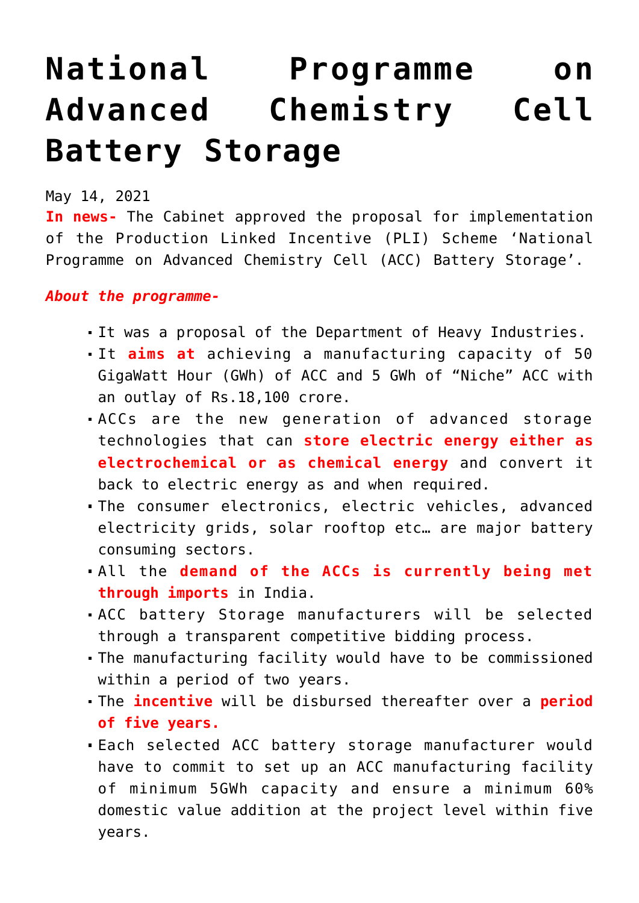# National Programme on Advanced Chemistry Cell Battery Storage

May 14, 2021

**In news-** The Cabinet approved the proposal for implementation of the Production Linked Incentive (PLI) Scheme 'National Programme on Advanced Chemistry Cell (ACC) Battery Storage'.

***About the programme-***

- It was a proposal of the Department of Heavy Industries.
- It **aims at** achieving a manufacturing capacity of 50 GigaWatt Hour (GWh) of ACC and 5 GWh of "Niche" ACC with an outlay of Rs.18,100 crore.
- ACCs are the new generation of advanced storage technologies that can **store electric energy either as electrochemical or as chemical energy** and convert it back to electric energy as and when required.
- The consumer electronics, electric vehicles, advanced electricity grids, solar rooftop etc… are major battery consuming sectors.
- All the **demand of the ACCs is currently being met through imports** in India.
- ACC battery Storage manufacturers will be selected through a transparent competitive bidding process.
- The manufacturing facility would have to be commissioned within a period of two years.
- The **incentive** will be disbursed thereafter over a **period of five years.**
- Each selected ACC battery storage manufacturer would have to commit to set up an ACC manufacturing facility of minimum 5GWh capacity and ensure a minimum 60% domestic value addition at the project level within five years.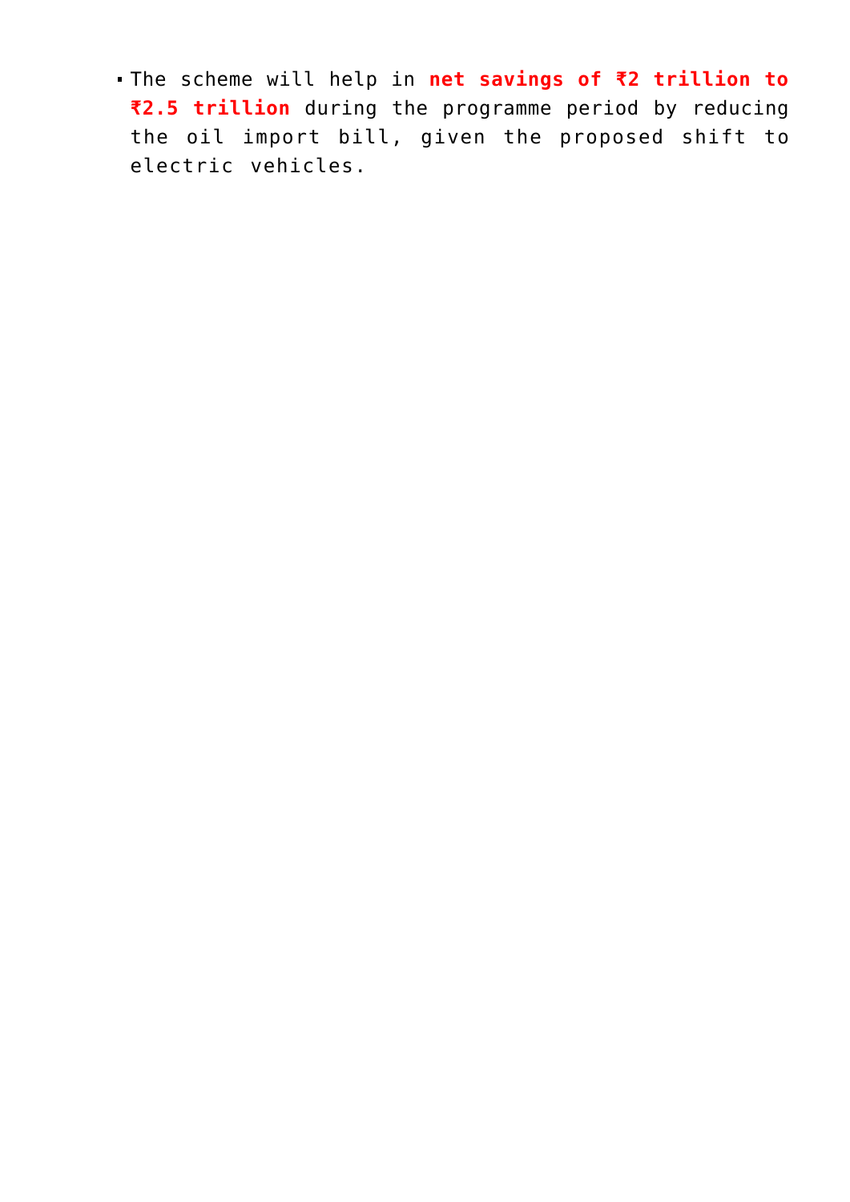- The scheme will help in **net savings of ₹2 trillion to ₹2.5 trillion** during the programme period by reducing the oil import bill, given the proposed shift to electric vehicles.